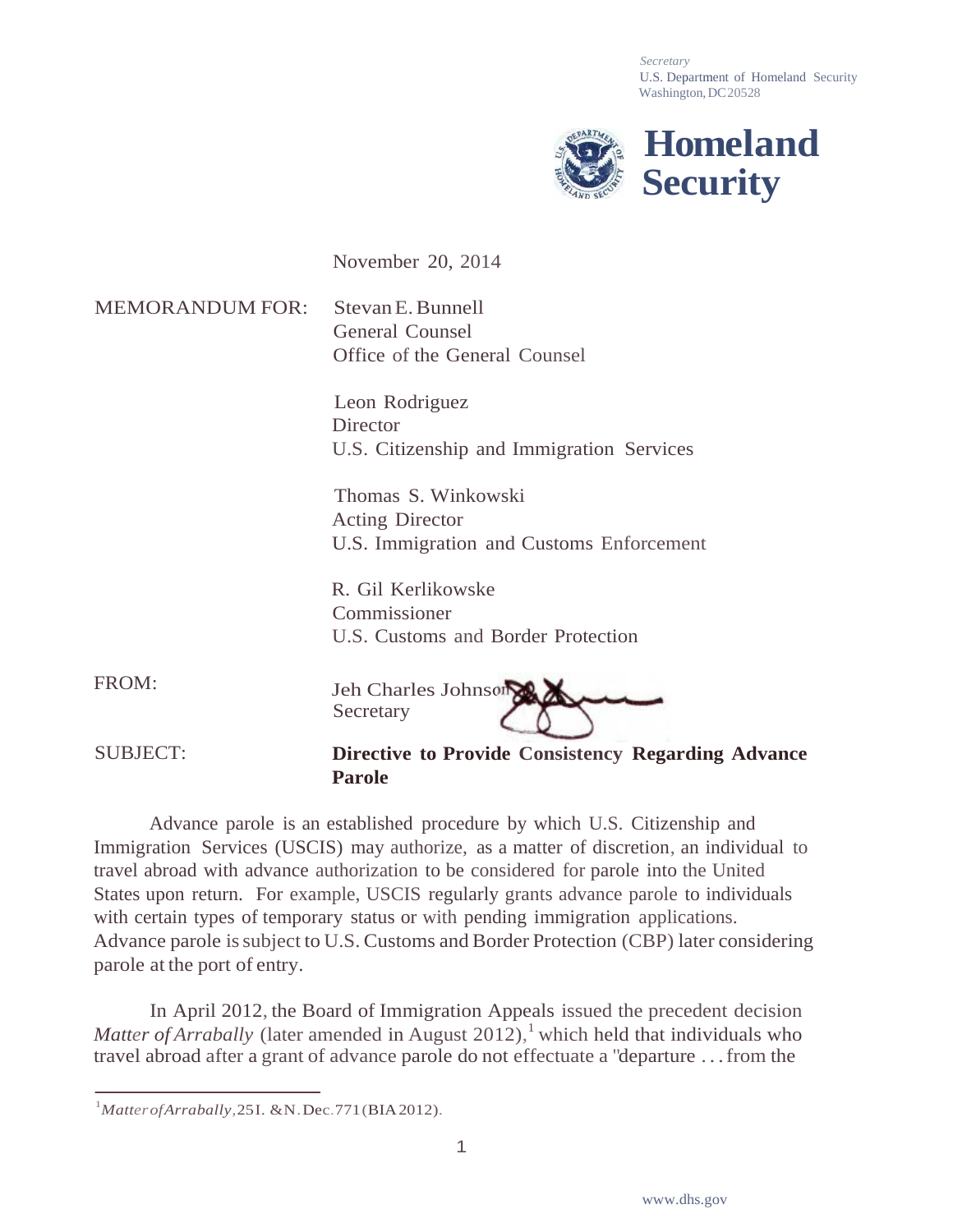Secretary
U.S. Department of Homeland Security
Washington, DC 20528

**Homeland Security**

November 20, 2014

MEMORANDUM FOR: Stevan E. Bunnell
General Counsel
Office of the General Counsel

Leon Rodriguez
Director
U.S. Citizenship and Immigration Services

Thomas S. Winkowski
Acting Director
U.S. Immigration and Customs Enforcement

R. Gil Kerlikowske
Commissioner
U.S. Customs and Border Protection

FROM: Jeh Charles Johnson
Secretary

SUBJECT: **Directive to Provide Consistency Regarding Advance Parole**

Advance parole is an established procedure by which U.S. Citizenship and Immigration Services (USCIS) may authorize, as a matter of discretion, an individual to travel abroad with advance authorization to be considered for parole into the United States upon return. For example, USCIS regularly grants advance parole to individuals with certain types of temporary status or with pending immigration applications. Advance parole is subject to U.S. Customs and Border Protection (CBP) later considering parole at the port of entry.

In April 2012, the Board of Immigration Appeals issued the precedent decision *Matter of Arrabally* (later amended in August 2012),[1] which held that individuals who travel abroad after a grant of advance parole do not effectuate a "departure . . . from the

[1] *Matter of Arrabally*, 25 I. & N. Dec. 771 (BIA 2012).

www.dhs.gov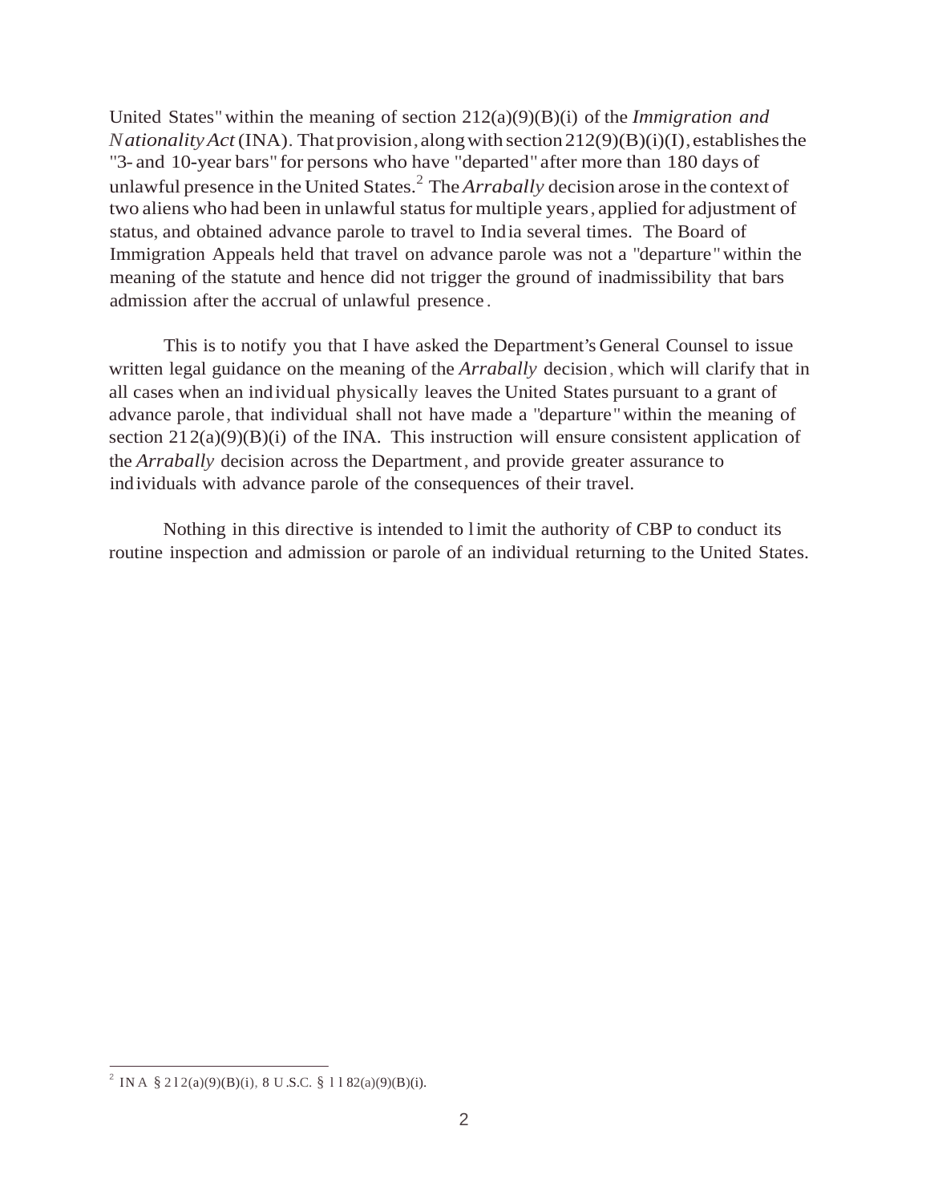United States" within the meaning of section 212(a)(9)(B)(i) of the *Immigration and Nationality Act* (INA). That provision, along with section 212(9)(B)(i)(I), establishes the "3- and 10-year bars" for persons who have "departed" after more than 180 days of unlawful presence in the United States.[2] The *Arrabally* decision arose in the context of two aliens who had been in unlawful status for multiple years, applied for adjustment of status, and obtained advance parole to travel to India several times. The Board of Immigration Appeals held that travel on advance parole was not a "departure" within the meaning of the statute and hence did not trigger the ground of inadmissibility that bars admission after the accrual of unlawful presence.

This is to notify you that I have asked the Department's General Counsel to issue written legal guidance on the meaning of the *Arrabally* decision, which will clarify that in all cases when an individual physically leaves the United States pursuant to a grant of advance parole, that individual shall not have made a "departure" within the meaning of section 212(a)(9)(B)(i) of the INA. This instruction will ensure consistent application of the *Arrabally* decision across the Department, and provide greater assurance to individuals with advance parole of the consequences of their travel.

Nothing in this directive is intended to limit the authority of CBP to conduct its routine inspection and admission or parole of an individual returning to the United States.

---

[2] INA § 212(a)(9)(B)(i), 8 U.S.C. § 1182(a)(9)(B)(i).